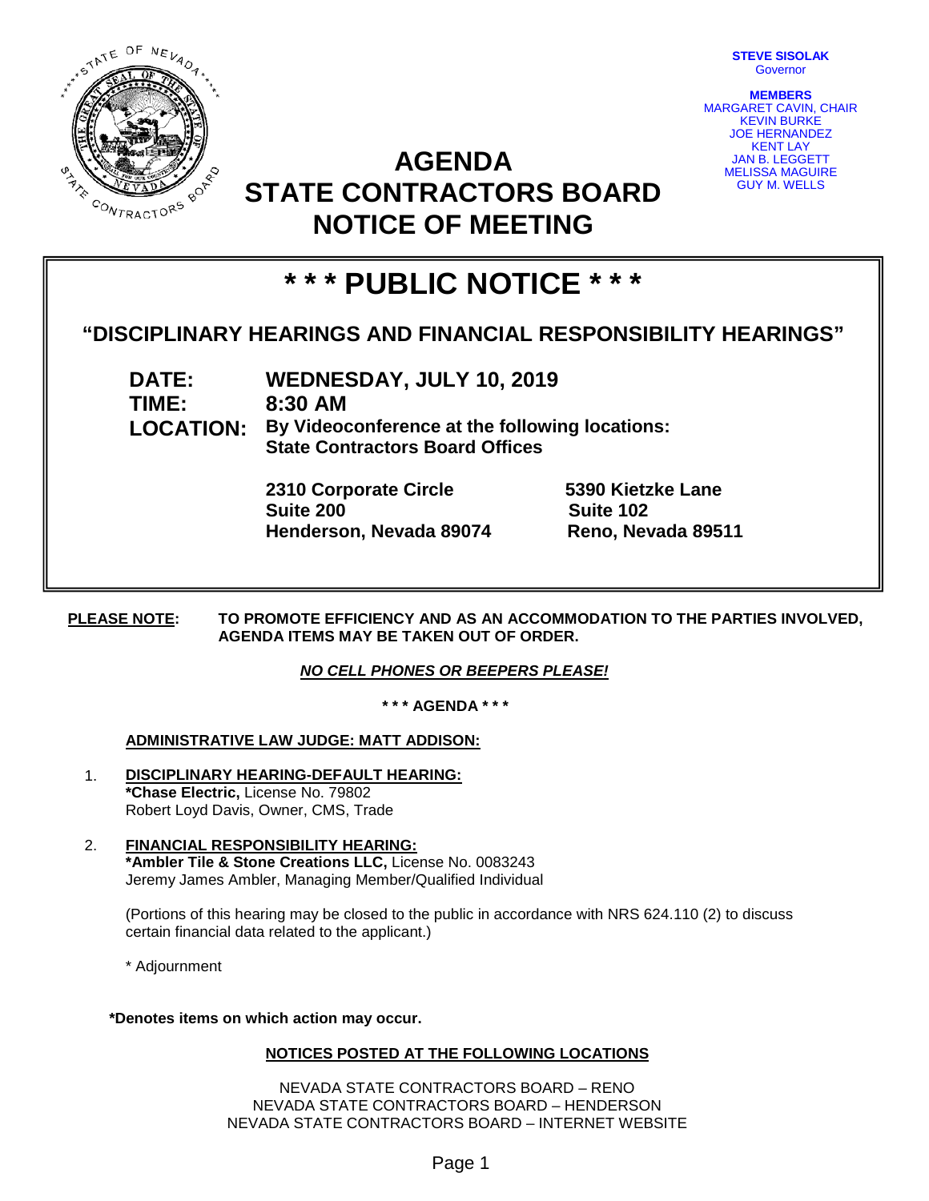**STEVE SISOLAK**
Governor

**MEMBERS**
MARGARET CAVIN, CHAIR
KEVIN BURKE
JOE HERNANDEZ
KENT LAY
JAN B. LEGGETT
MELISSA MAGUIRE
GUY M. WELLS

# AGENDA
# STATE CONTRACTORS BOARD
# NOTICE OF MEETING

## * * * PUBLIC NOTICE * * *

### "DISCIPLINARY HEARINGS AND FINANCIAL RESPONSIBILITY HEARINGS"

**DATE:** WEDNESDAY, JULY 10, 2019
**TIME:** 8:30 AM
**LOCATION:** By Videoconference at the following locations:
State Contractors Board Offices

**2310 Corporate Circle**
**Suite 200**
**Henderson, Nevada 89074**

**5390 Kietzke Lane**
**Suite 102**
**Reno, Nevada 89511**

**PLEASE NOTE:** **TO PROMOTE EFFICIENCY AND AS AN ACCOMMODATION TO THE PARTIES INVOLVED, AGENDA ITEMS MAY BE TAKEN OUT OF ORDER.**

***NO CELL PHONES OR BEEPERS PLEASE!***

**\* \* \* AGENDA \* \* \***

**ADMINISTRATIVE LAW JUDGE: MATT ADDISON:**

1. **DISCIPLINARY HEARING-DEFAULT HEARING:**
   **\*Chase Electric,** License No. 79802
   Robert Loyd Davis, Owner, CMS, Trade

2. **FINANCIAL RESPONSIBILITY HEARING:**
   **\*Ambler Tile & Stone Creations LLC,** License No. 0083243
   Jeremy James Ambler, Managing Member/Qualified Individual

   (Portions of this hearing may be closed to the public in accordance with NRS 624.110 (2) to discuss certain financial data related to the applicant.)

   \* Adjournment

**\*Denotes items on which action may occur.**

**NOTICES POSTED AT THE FOLLOWING LOCATIONS**

NEVADA STATE CONTRACTORS BOARD – RENO
NEVADA STATE CONTRACTORS BOARD – HENDERSON
NEVADA STATE CONTRACTORS BOARD – INTERNET WEBSITE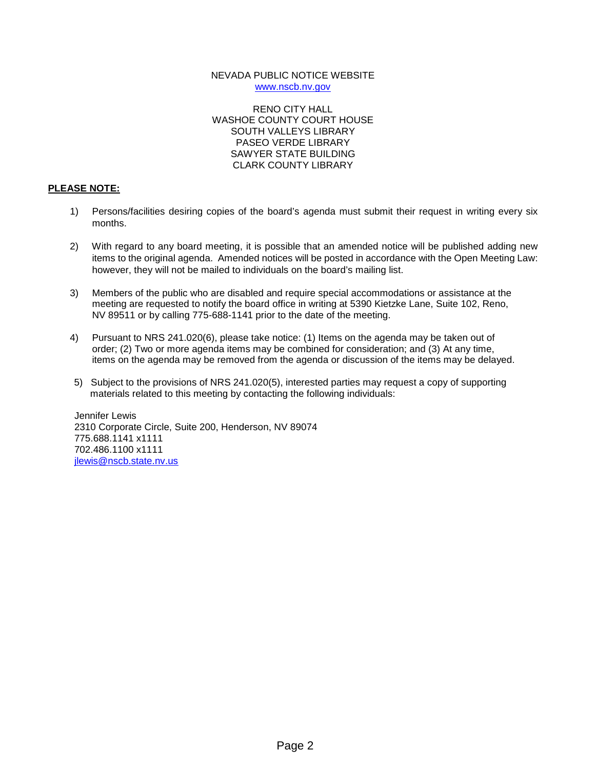NEVADA PUBLIC NOTICE WEBSITE
www.nscb.nv.gov

RENO CITY HALL
WASHOE COUNTY COURT HOUSE
SOUTH VALLEYS LIBRARY
PASEO VERDE LIBRARY
SAWYER STATE BUILDING
CLARK COUNTY LIBRARY

**PLEASE NOTE:**

1) Persons/facilities desiring copies of the board's agenda must submit their request in writing every six months.

2) With regard to any board meeting, it is possible that an amended notice will be published adding new items to the original agenda. Amended notices will be posted in accordance with the Open Meeting Law: however, they will not be mailed to individuals on the board's mailing list.

3) Members of the public who are disabled and require special accommodations or assistance at the meeting are requested to notify the board office in writing at 5390 Kietzke Lane, Suite 102, Reno, NV 89511 or by calling 775-688-1141 prior to the date of the meeting.

4) Pursuant to NRS 241.020(6), please take notice: (1) Items on the agenda may be taken out of order; (2) Two or more agenda items may be combined for consideration; and (3) At any time, items on the agenda may be removed from the agenda or discussion of the items may be delayed.

5) Subject to the provisions of NRS 241.020(5), interested parties may request a copy of supporting materials related to this meeting by contacting the following individuals:

Jennifer Lewis
2310 Corporate Circle, Suite 200, Henderson, NV 89074
775.688.1141 x1111
702.486.1100 x1111
jlewis@nscb.state.nv.us